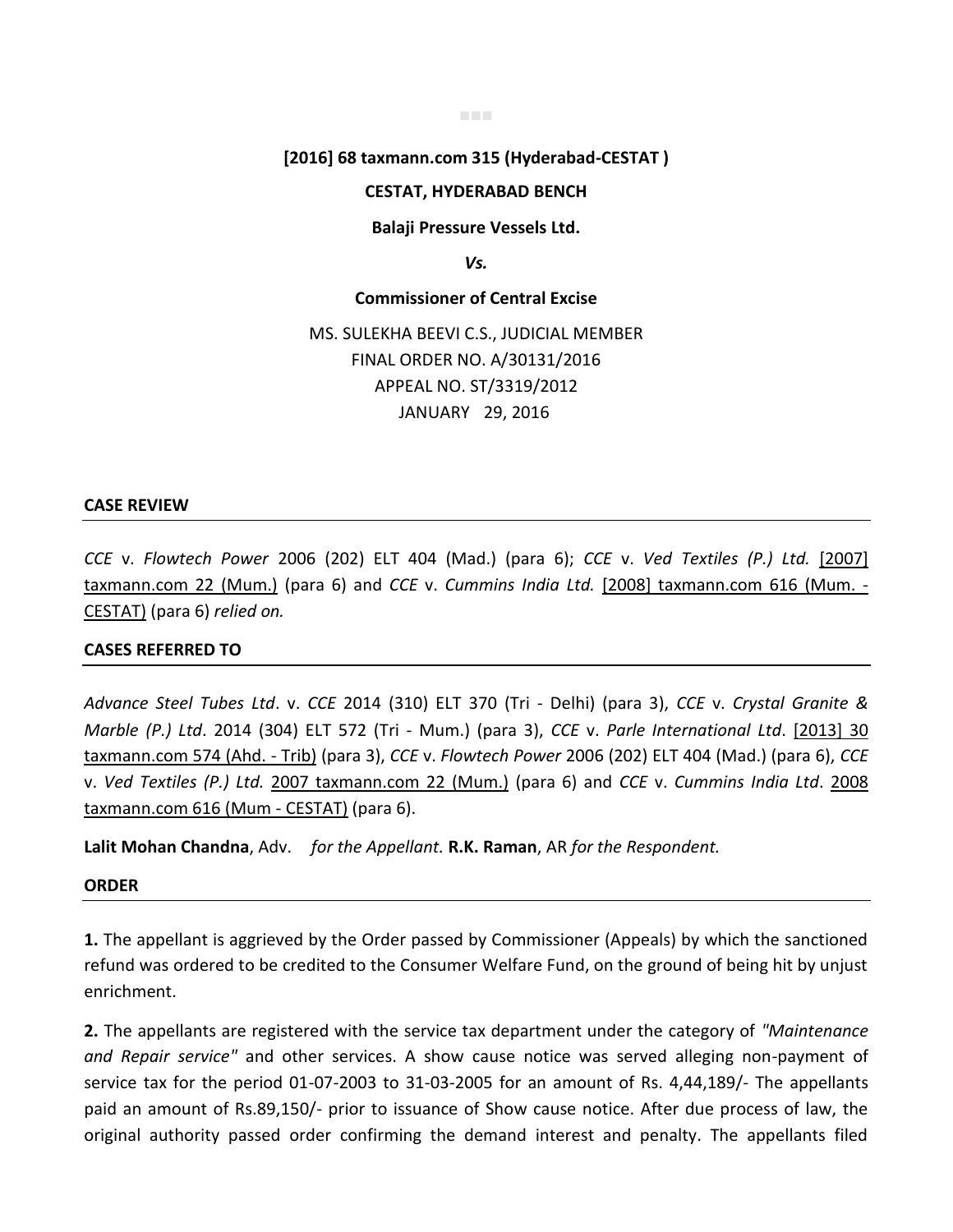**[2016] 68 taxmann.com 315 (Hyderabad-CESTAT )**

**CESTAT, HYDERABAD BENCH**

**Balaji Pressure Vessels Ltd.**

***Vs.***

**Commissioner of Central Excise**

MS. SULEKHA BEEVI C.S., JUDICIAL MEMBER
FINAL ORDER NO. A/30131/2016
APPEAL NO. ST/3319/2012
JANUARY 29, 2016

## CASE REVIEW

*CCE* v. *Flowtech Power* 2006 (202) ELT 404 (Mad.) (para 6); *CCE* v. *Ved Textiles (P.) Ltd.* [2007] taxmann.com 22 (Mum.) (para 6) and *CCE* v. *Cummins India Ltd.* [2008] taxmann.com 616 (Mum. - CESTAT) (para 6) *relied on.*

## CASES REFERRED TO

*Advance Steel Tubes Ltd*. v. *CCE* 2014 (310) ELT 370 (Tri - Delhi) (para 3), *CCE* v. *Crystal Granite & Marble (P.) Ltd*. 2014 (304) ELT 572 (Tri - Mum.) (para 3), *CCE* v. *Parle International Ltd*. [2013] 30 taxmann.com 574 (Ahd. - Trib) (para 3), *CCE* v. *Flowtech Power* 2006 (202) ELT 404 (Mad.) (para 6), *CCE* v. *Ved Textiles (P.) Ltd.* 2007 taxmann.com 22 (Mum.) (para 6) and *CCE* v. *Cummins India Ltd*. 2008 taxmann.com 616 (Mum - CESTAT) (para 6).

**Lalit Mohan Chandna**, Adv. *for the Appellant.* **R.K. Raman**, AR *for the Respondent.*

## ORDER

**1.** The appellant is aggrieved by the Order passed by Commissioner (Appeals) by which the sanctioned refund was ordered to be credited to the Consumer Welfare Fund, on the ground of being hit by unjust enrichment.

**2.** The appellants are registered with the service tax department under the category of *"Maintenance and Repair service"* and other services. A show cause notice was served alleging non-payment of service tax for the period 01-07-2003 to 31-03-2005 for an amount of Rs. 4,44,189/- The appellants paid an amount of Rs.89,150/- prior to issuance of Show cause notice. After due process of law, the original authority passed order confirming the demand interest and penalty. The appellants filed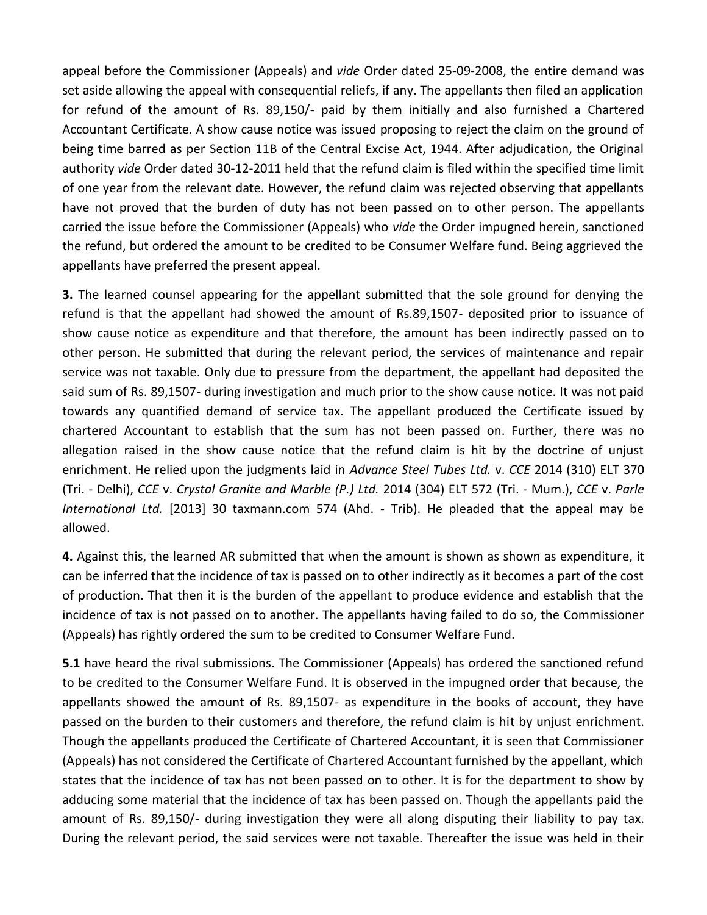appeal before the Commissioner (Appeals) and *vide* Order dated 25-09-2008, the entire demand was set aside allowing the appeal with consequential reliefs, if any. The appellants then filed an application for refund of the amount of Rs. 89,150/- paid by them initially and also furnished a Chartered Accountant Certificate. A show cause notice was issued proposing to reject the claim on the ground of being time barred as per Section 11B of the Central Excise Act, 1944. After adjudication, the Original authority *vide* Order dated 30-12-2011 held that the refund claim is filed within the specified time limit of one year from the relevant date. However, the refund claim was rejected observing that appellants have not proved that the burden of duty has not been passed on to other person. The appellants carried the issue before the Commissioner (Appeals) who *vide* the Order impugned herein, sanctioned the refund, but ordered the amount to be credited to be Consumer Welfare fund. Being aggrieved the appellants have preferred the present appeal.

**3.** The learned counsel appearing for the appellant submitted that the sole ground for denying the refund is that the appellant had showed the amount of Rs.89,1507- deposited prior to issuance of show cause notice as expenditure and that therefore, the amount has been indirectly passed on to other person. He submitted that during the relevant period, the services of maintenance and repair service was not taxable. Only due to pressure from the department, the appellant had deposited the said sum of Rs. 89,1507- during investigation and much prior to the show cause notice. It was not paid towards any quantified demand of service tax. The appellant produced the Certificate issued by chartered Accountant to establish that the sum has not been passed on. Further, there was no allegation raised in the show cause notice that the refund claim is hit by the doctrine of unjust enrichment. He relied upon the judgments laid in *Advance Steel Tubes Ltd.* v. *CCE* 2014 (310) ELT 370 (Tri. - Delhi), *CCE* v. *Crystal Granite and Marble (P.) Ltd.* 2014 (304) ELT 572 (Tri. - Mum.), *CCE* v. *Parle International Ltd.* [2013] 30 taxmann.com 574 (Ahd. - Trib). He pleaded that the appeal may be allowed.

**4.** Against this, the learned AR submitted that when the amount is shown as shown as expenditure, it can be inferred that the incidence of tax is passed on to other indirectly as it becomes a part of the cost of production. That then it is the burden of the appellant to produce evidence and establish that the incidence of tax is not passed on to another. The appellants having failed to do so, the Commissioner (Appeals) has rightly ordered the sum to be credited to Consumer Welfare Fund.

**5.1** have heard the rival submissions. The Commissioner (Appeals) has ordered the sanctioned refund to be credited to the Consumer Welfare Fund. It is observed in the impugned order that because, the appellants showed the amount of Rs. 89,1507- as expenditure in the books of account, they have passed on the burden to their customers and therefore, the refund claim is hit by unjust enrichment. Though the appellants produced the Certificate of Chartered Accountant, it is seen that Commissioner (Appeals) has not considered the Certificate of Chartered Accountant furnished by the appellant, which states that the incidence of tax has not been passed on to other. It is for the department to show by adducing some material that the incidence of tax has been passed on. Though the appellants paid the amount of Rs. 89,150/- during investigation they were all along disputing their liability to pay tax. During the relevant period, the said services were not taxable. Thereafter the issue was held in their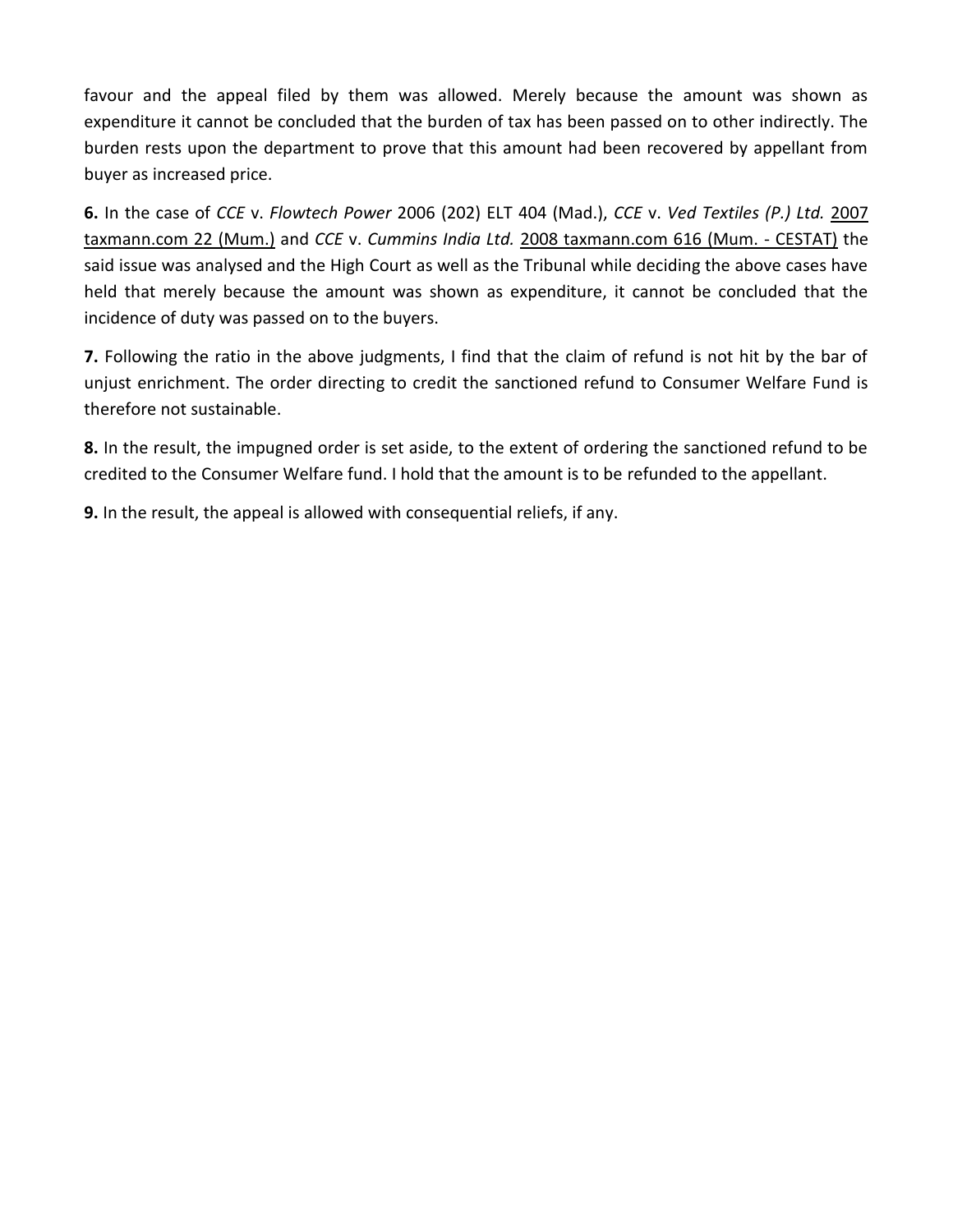favour and the appeal filed by them was allowed. Merely because the amount was shown as expenditure it cannot be concluded that the burden of tax has been passed on to other indirectly. The burden rests upon the department to prove that this amount had been recovered by appellant from buyer as increased price.

**6.** In the case of *CCE* v. *Flowtech Power* 2006 (202) ELT 404 (Mad.), *CCE* v. *Ved Textiles (P.) Ltd.* 2007 taxmann.com 22 (Mum.) and *CCE* v. *Cummins India Ltd.* 2008 taxmann.com 616 (Mum. - CESTAT) the said issue was analysed and the High Court as well as the Tribunal while deciding the above cases have held that merely because the amount was shown as expenditure, it cannot be concluded that the incidence of duty was passed on to the buyers.

**7.** Following the ratio in the above judgments, I find that the claim of refund is not hit by the bar of unjust enrichment. The order directing to credit the sanctioned refund to Consumer Welfare Fund is therefore not sustainable.

**8.** In the result, the impugned order is set aside, to the extent of ordering the sanctioned refund to be credited to the Consumer Welfare fund. I hold that the amount is to be refunded to the appellant.

**9.** In the result, the appeal is allowed with consequential reliefs, if any.